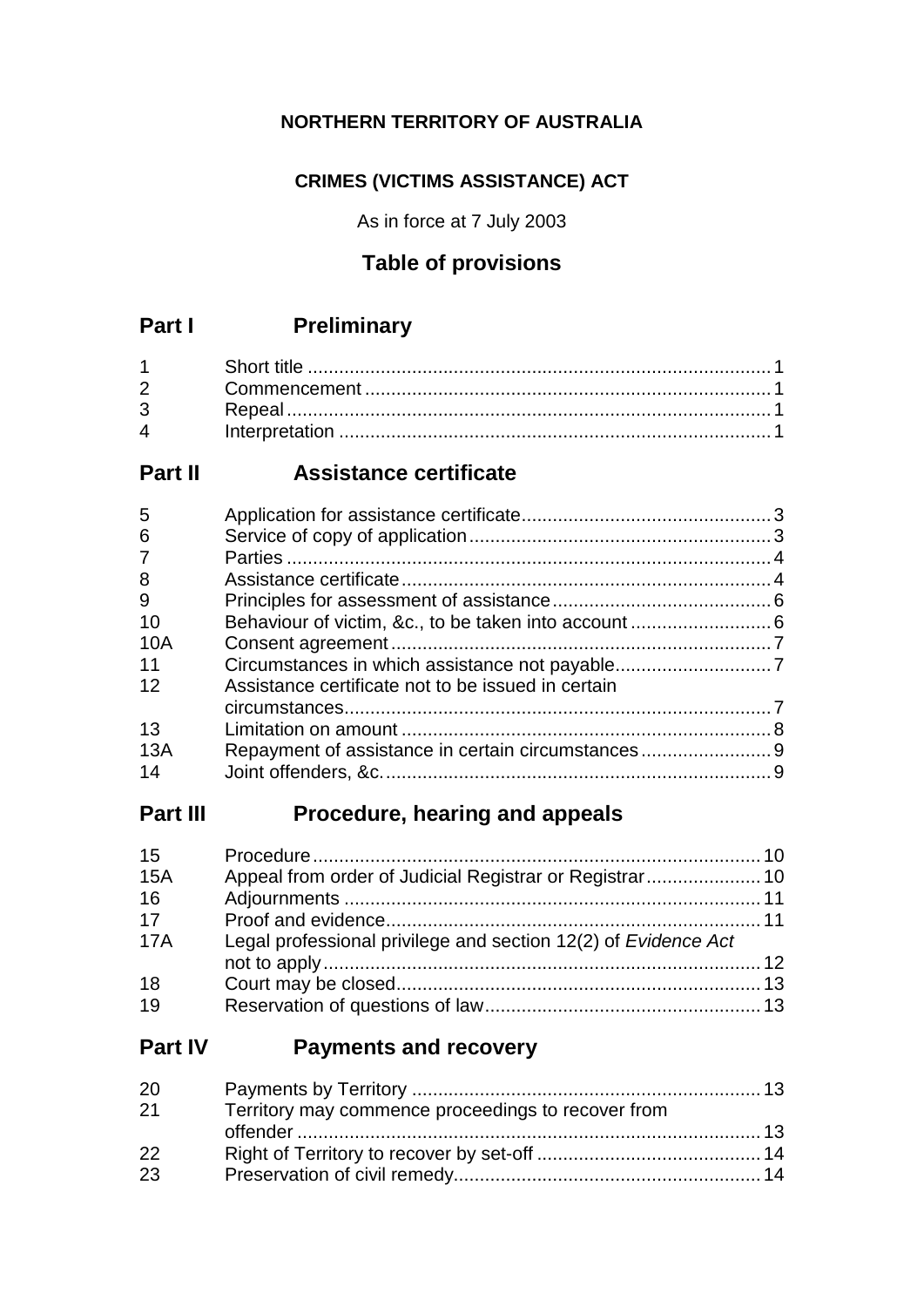**NORTHERN TERRITORY OF AUSTRALIA**

**CRIMES (VICTIMS ASSISTANCE) ACT**

As in force at 7 July 2003

## Table of provisions

## Part I Preliminary

| | | |
|---|---|---|
| 1 | Short title | 1 |
| 2 | Commencement | 1 |
| 3 | Repeal | 1 |
| 4 | Interpretation | 1 |

## Part II Assistance certificate

| | | |
|---|---|---|
| 5 | Application for assistance certificate | 3 |
| 6 | Service of copy of application | 3 |
| 7 | Parties | 4 |
| 8 | Assistance certificate | 4 |
| 9 | Principles for assessment of assistance | 6 |
| 10 | Behaviour of victim, &c., to be taken into account | 6 |
| 10A | Consent agreement | 7 |
| 11 | Circumstances in which assistance not payable | 7 |
| 12 | Assistance certificate not to be issued in certain circumstances | 7 |
| 13 | Limitation on amount | 8 |
| 13A | Repayment of assistance in certain circumstances | 9 |
| 14 | Joint offenders, &c. | 9 |

## Part III Procedure, hearing and appeals

| | | |
|---|---|---|
| 15 | Procedure | 10 |
| 15A | Appeal from order of Judicial Registrar or Registrar | 10 |
| 16 | Adjournments | 11 |
| 17 | Proof and evidence | 11 |
| 17A | Legal professional privilege and section 12(2) of *Evidence Act* not to apply | 12 |
| 18 | Court may be closed | 13 |
| 19 | Reservation of questions of law | 13 |

## Part IV Payments and recovery

| | | |
|---|---|---|
| 20 | Payments by Territory | 13 |
| 21 | Territory may commence proceedings to recover from offender | 13 |
| 22 | Right of Territory to recover by set-off | 14 |
| 23 | Preservation of civil remedy | 14 |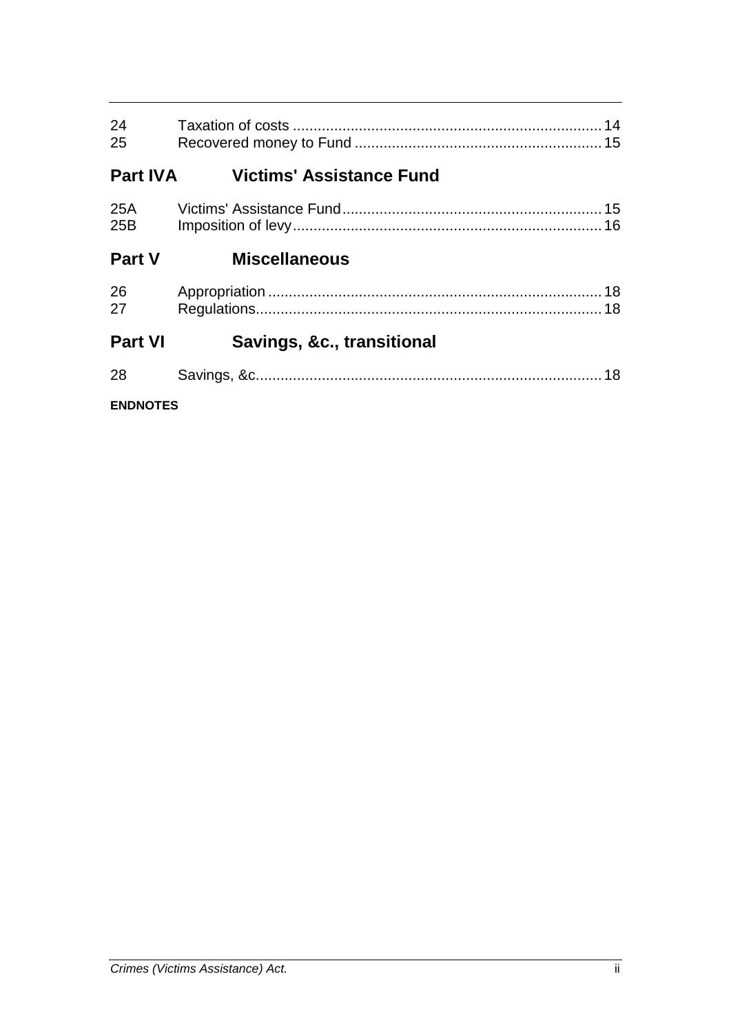| | | |
|---|---|---|
| 24 | Taxation of costs | 14 |
| 25 | Recovered money to Fund | 15 |

## Part IVA Victims' Assistance Fund

| | | |
|---|---|---|
| 25A | Victims' Assistance Fund | 15 |
| 25B | Imposition of levy | 16 |

## Part V Miscellaneous

| | | |
|---|---|---|
| 26 | Appropriation | 18 |
| 27 | Regulations | 18 |

## Part VI Savings, &c., transitional

| | | |
|---|---|---|
| 28 | Savings, &c. | 18 |

**ENDNOTES**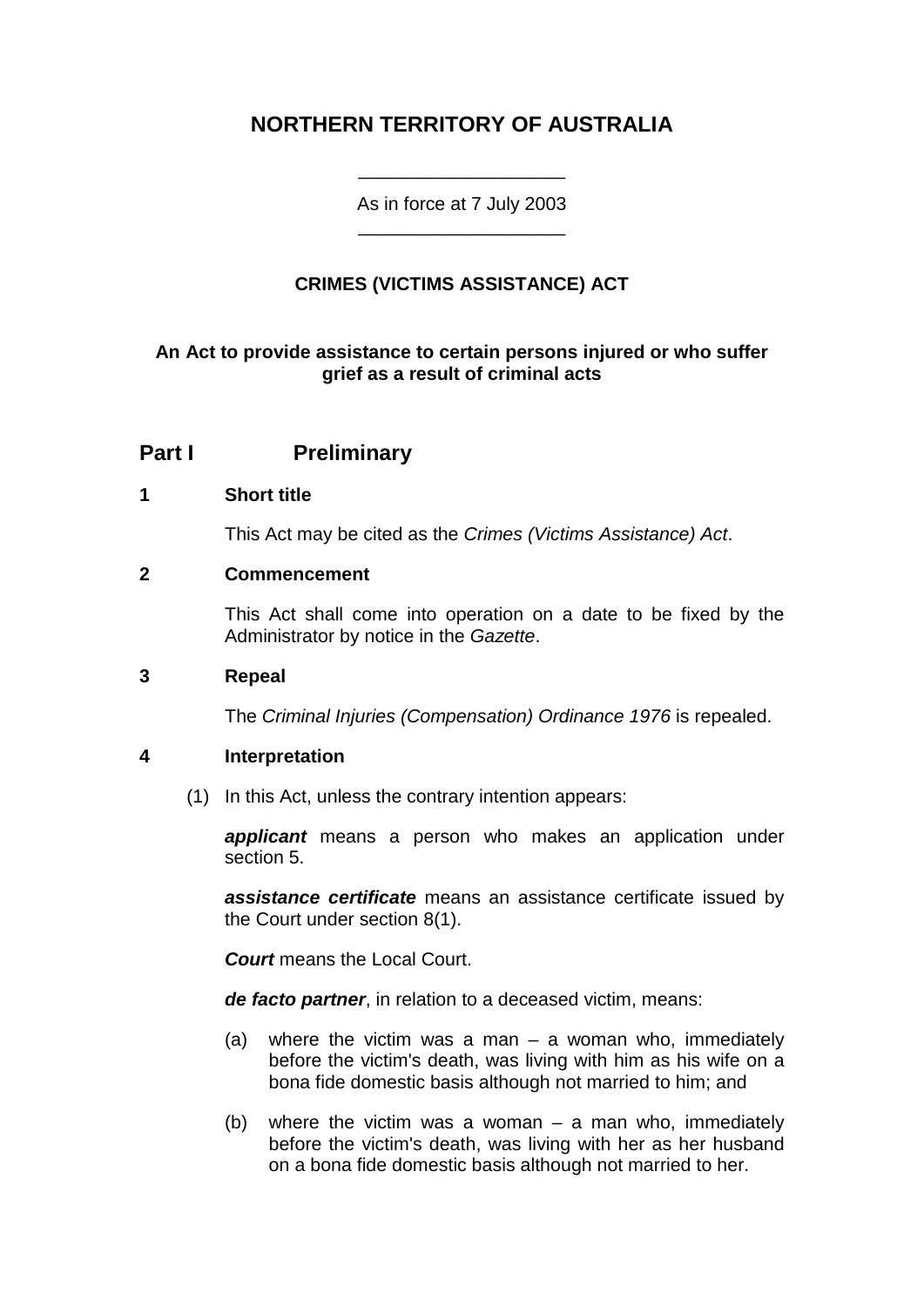# NORTHERN TERRITORY OF AUSTRALIA

As in force at 7 July 2003

## CRIMES (VICTIMS ASSISTANCE) ACT

**An Act to provide assistance to certain persons injured or who suffer grief as a result of criminal acts**

## Part I Preliminary

### 1 Short title

This Act may be cited as the *Crimes (Victims Assistance) Act*.

### 2 Commencement

This Act shall come into operation on a date to be fixed by the Administrator by notice in the *Gazette*.

### 3 Repeal

The *Criminal Injuries (Compensation) Ordinance 1976* is repealed.

### 4 Interpretation

(1) In this Act, unless the contrary intention appears:

***applicant*** means a person who makes an application under section 5.

***assistance certificate*** means an assistance certificate issued by the Court under section 8(1).

***Court*** means the Local Court.

***de facto partner***, in relation to a deceased victim, means:

(a) where the victim was a man – a woman who, immediately before the victim's death, was living with him as his wife on a bona fide domestic basis although not married to him; and

(b) where the victim was a woman – a man who, immediately before the victim's death, was living with her as her husband on a bona fide domestic basis although not married to her.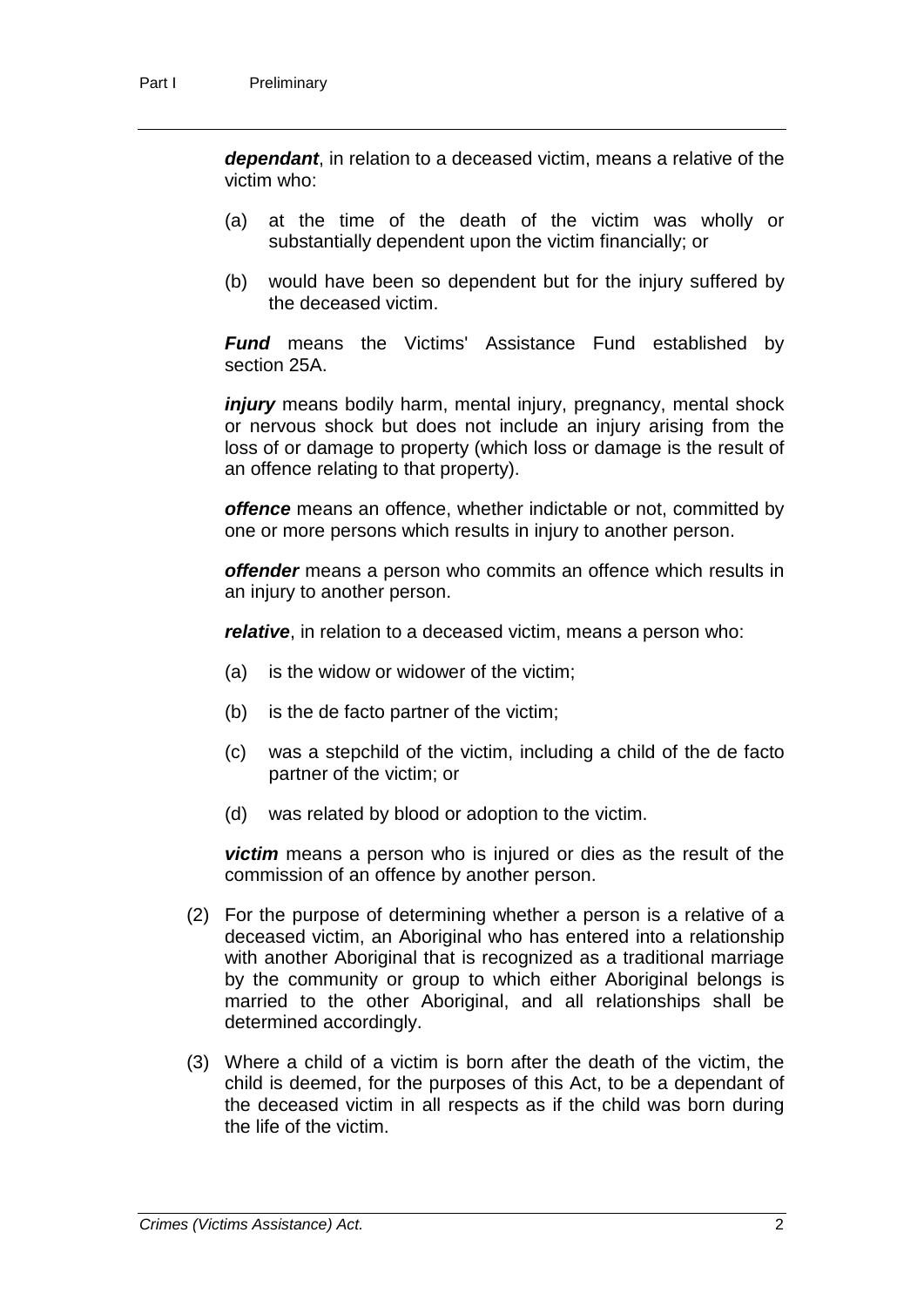***dependant***, in relation to a deceased victim, means a relative of the victim who:

(a) at the time of the death of the victim was wholly or substantially dependent upon the victim financially; or

(b) would have been so dependent but for the injury suffered by the deceased victim.

***Fund*** means the Victims' Assistance Fund established by section 25A.

***injury*** means bodily harm, mental injury, pregnancy, mental shock or nervous shock but does not include an injury arising from the loss of or damage to property (which loss or damage is the result of an offence relating to that property).

***offence*** means an offence, whether indictable or not, committed by one or more persons which results in injury to another person.

***offender*** means a person who commits an offence which results in an injury to another person.

***relative***, in relation to a deceased victim, means a person who:

(a) is the widow or widower of the victim;

(b) is the de facto partner of the victim;

(c) was a stepchild of the victim, including a child of the de facto partner of the victim; or

(d) was related by blood or adoption to the victim.

***victim*** means a person who is injured or dies as the result of the commission of an offence by another person.

(2) For the purpose of determining whether a person is a relative of a deceased victim, an Aboriginal who has entered into a relationship with another Aboriginal that is recognized as a traditional marriage by the community or group to which either Aboriginal belongs is married to the other Aboriginal, and all relationships shall be determined accordingly.

(3) Where a child of a victim is born after the death of the victim, the child is deemed, for the purposes of this Act, to be a dependant of the deceased victim in all respects as if the child was born during the life of the victim.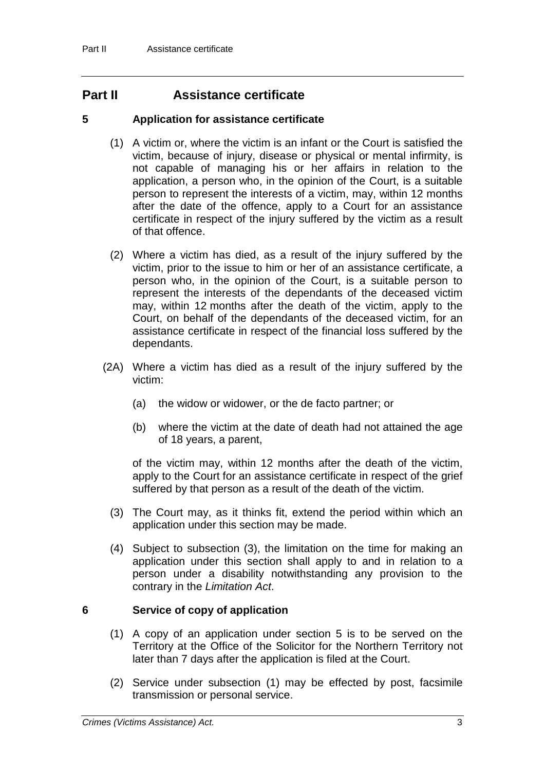## Part II Assistance certificate

### 5 Application for assistance certificate

(1) A victim or, where the victim is an infant or the Court is satisfied the victim, because of injury, disease or physical or mental infirmity, is not capable of managing his or her affairs in relation to the application, a person who, in the opinion of the Court, is a suitable person to represent the interests of a victim, may, within 12 months after the date of the offence, apply to a Court for an assistance certificate in respect of the injury suffered by the victim as a result of that offence.

(2) Where a victim has died, as a result of the injury suffered by the victim, prior to the issue to him or her of an assistance certificate, a person who, in the opinion of the Court, is a suitable person to represent the interests of the dependants of the deceased victim may, within 12 months after the death of the victim, apply to the Court, on behalf of the dependants of the deceased victim, for an assistance certificate in respect of the financial loss suffered by the dependants.

(2A) Where a victim has died as a result of the injury suffered by the victim:

- (a) the widow or widower, or the de facto partner; or
- (b) where the victim at the date of death had not attained the age of 18 years, a parent,

of the victim may, within 12 months after the death of the victim, apply to the Court for an assistance certificate in respect of the grief suffered by that person as a result of the death of the victim.

(3) The Court may, as it thinks fit, extend the period within which an application under this section may be made.

(4) Subject to subsection (3), the limitation on the time for making an application under this section shall apply to and in relation to a person under a disability notwithstanding any provision to the contrary in the *Limitation Act*.

### 6 Service of copy of application

(1) A copy of an application under section 5 is to be served on the Territory at the Office of the Solicitor for the Northern Territory not later than 7 days after the application is filed at the Court.

(2) Service under subsection (1) may be effected by post, facsimile transmission or personal service.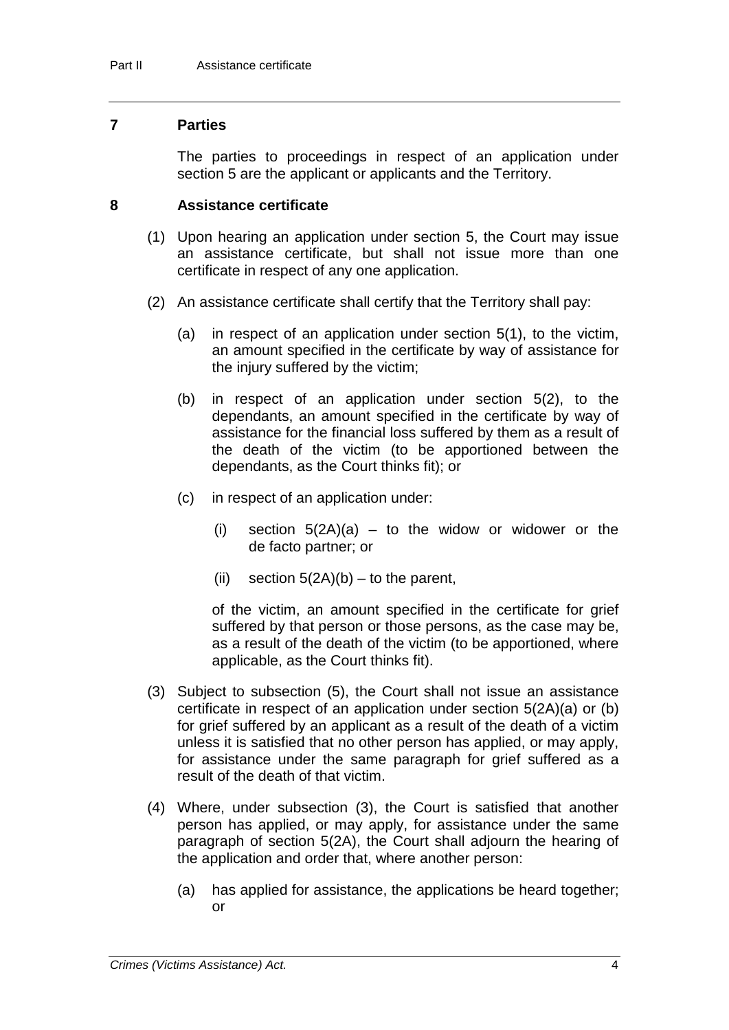## 7 Parties

The parties to proceedings in respect of an application under section 5 are the applicant or applicants and the Territory.

## 8 Assistance certificate

(1) Upon hearing an application under section 5, the Court may issue an assistance certificate, but shall not issue more than one certificate in respect of any one application.

(2) An assistance certificate shall certify that the Territory shall pay:

(a) in respect of an application under section 5(1), to the victim, an amount specified in the certificate by way of assistance for the injury suffered by the victim;

(b) in respect of an application under section 5(2), to the dependants, an amount specified in the certificate by way of assistance for the financial loss suffered by them as a result of the death of the victim (to be apportioned between the dependants, as the Court thinks fit); or

(c) in respect of an application under:

(i) section 5(2A)(a) – to the widow or widower or the de facto partner; or

(ii) section 5(2A)(b) – to the parent,

of the victim, an amount specified in the certificate for grief suffered by that person or those persons, as the case may be, as a result of the death of the victim (to be apportioned, where applicable, as the Court thinks fit).

(3) Subject to subsection (5), the Court shall not issue an assistance certificate in respect of an application under section 5(2A)(a) or (b) for grief suffered by an applicant as a result of the death of a victim unless it is satisfied that no other person has applied, or may apply, for assistance under the same paragraph for grief suffered as a result of the death of that victim.

(4) Where, under subsection (3), the Court is satisfied that another person has applied, or may apply, for assistance under the same paragraph of section 5(2A), the Court shall adjourn the hearing of the application and order that, where another person:

(a) has applied for assistance, the applications be heard together; or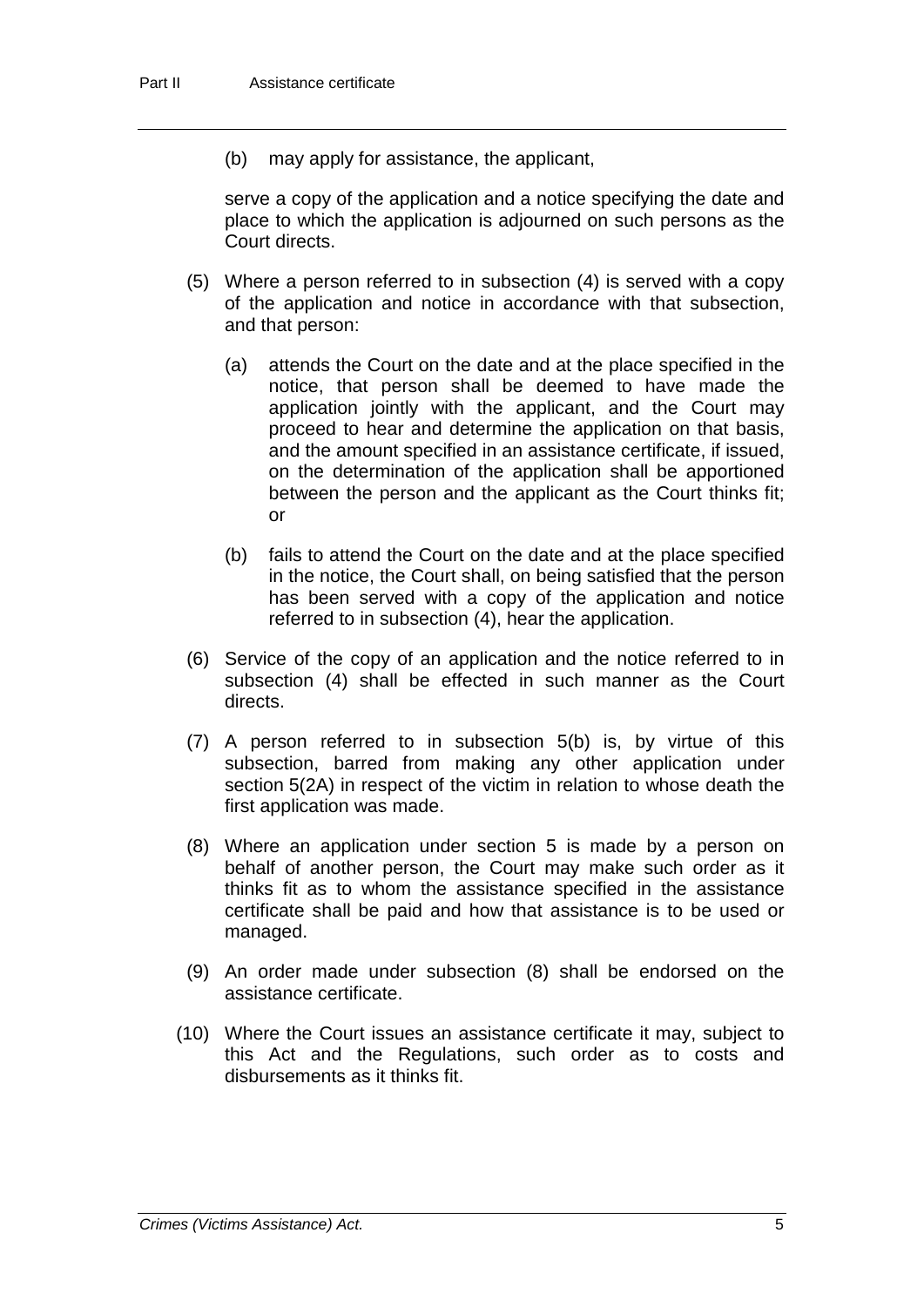(b) may apply for assistance, the applicant,

serve a copy of the application and a notice specifying the date and place to which the application is adjourned on such persons as the Court directs.

(5) Where a person referred to in subsection (4) is served with a copy of the application and notice in accordance with that subsection, and that person:

(a) attends the Court on the date and at the place specified in the notice, that person shall be deemed to have made the application jointly with the applicant, and the Court may proceed to hear and determine the application on that basis, and the amount specified in an assistance certificate, if issued, on the determination of the application shall be apportioned between the person and the applicant as the Court thinks fit; or

(b) fails to attend the Court on the date and at the place specified in the notice, the Court shall, on being satisfied that the person has been served with a copy of the application and notice referred to in subsection (4), hear the application.

(6) Service of the copy of an application and the notice referred to in subsection (4) shall be effected in such manner as the Court directs.

(7) A person referred to in subsection 5(b) is, by virtue of this subsection, barred from making any other application under section 5(2A) in respect of the victim in relation to whose death the first application was made.

(8) Where an application under section 5 is made by a person on behalf of another person, the Court may make such order as it thinks fit as to whom the assistance specified in the assistance certificate shall be paid and how that assistance is to be used or managed.

(9) An order made under subsection (8) shall be endorsed on the assistance certificate.

(10) Where the Court issues an assistance certificate it may, subject to this Act and the Regulations, such order as to costs and disbursements as it thinks fit.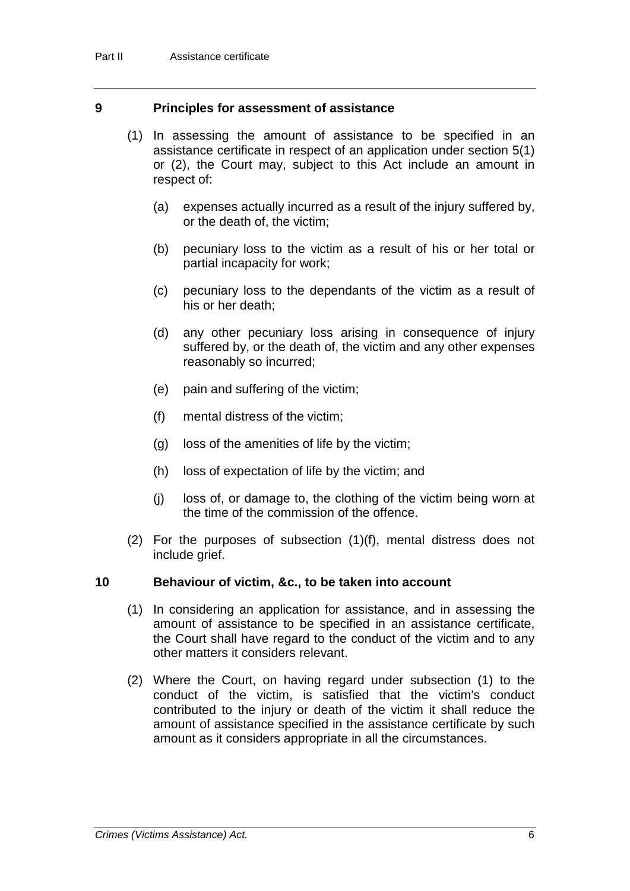## 9 Principles for assessment of assistance

(1) In assessing the amount of assistance to be specified in an assistance certificate in respect of an application under section 5(1) or (2), the Court may, subject to this Act include an amount in respect of:

(a) expenses actually incurred as a result of the injury suffered by, or the death of, the victim;

(b) pecuniary loss to the victim as a result of his or her total or partial incapacity for work;

(c) pecuniary loss to the dependants of the victim as a result of his or her death;

(d) any other pecuniary loss arising in consequence of injury suffered by, or the death of, the victim and any other expenses reasonably so incurred;

(e) pain and suffering of the victim;

(f) mental distress of the victim;

(g) loss of the amenities of life by the victim;

(h) loss of expectation of life by the victim; and

(j) loss of, or damage to, the clothing of the victim being worn at the time of the commission of the offence.

(2) For the purposes of subsection (1)(f), mental distress does not include grief.

## 10 Behaviour of victim, &c., to be taken into account

(1) In considering an application for assistance, and in assessing the amount of assistance to be specified in an assistance certificate, the Court shall have regard to the conduct of the victim and to any other matters it considers relevant.

(2) Where the Court, on having regard under subsection (1) to the conduct of the victim, is satisfied that the victim's conduct contributed to the injury or death of the victim it shall reduce the amount of assistance specified in the assistance certificate by such amount as it considers appropriate in all the circumstances.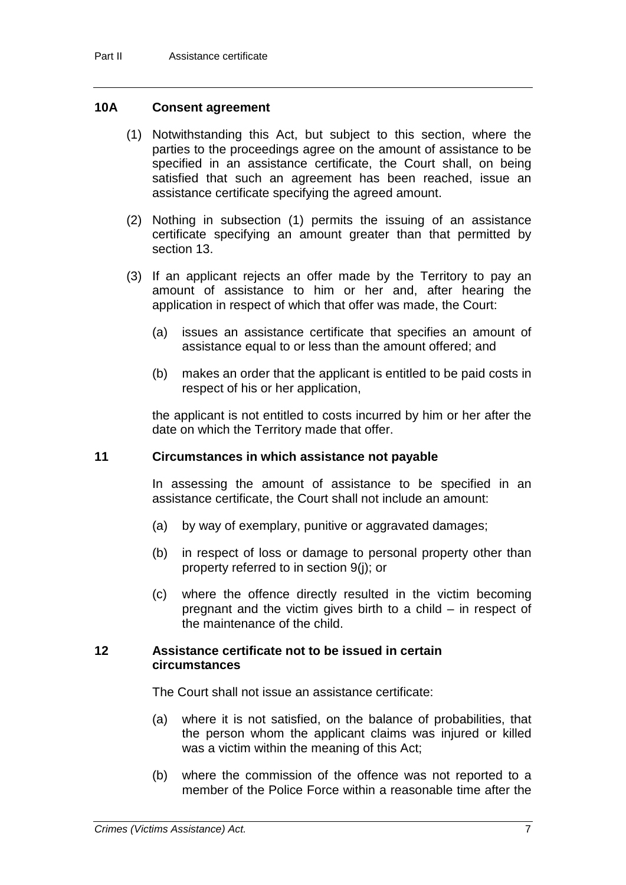## 10A Consent agreement

(1) Notwithstanding this Act, but subject to this section, where the parties to the proceedings agree on the amount of assistance to be specified in an assistance certificate, the Court shall, on being satisfied that such an agreement has been reached, issue an assistance certificate specifying the agreed amount.

(2) Nothing in subsection (1) permits the issuing of an assistance certificate specifying an amount greater than that permitted by section 13.

(3) If an applicant rejects an offer made by the Territory to pay an amount of assistance to him or her and, after hearing the application in respect of which that offer was made, the Court:

(a) issues an assistance certificate that specifies an amount of assistance equal to or less than the amount offered; and

(b) makes an order that the applicant is entitled to be paid costs in respect of his or her application,

the applicant is not entitled to costs incurred by him or her after the date on which the Territory made that offer.

## 11 Circumstances in which assistance not payable

In assessing the amount of assistance to be specified in an assistance certificate, the Court shall not include an amount:

(a) by way of exemplary, punitive or aggravated damages;

(b) in respect of loss or damage to personal property other than property referred to in section 9(j); or

(c) where the offence directly resulted in the victim becoming pregnant and the victim gives birth to a child – in respect of the maintenance of the child.

## 12 Assistance certificate not to be issued in certain circumstances

The Court shall not issue an assistance certificate:

(a) where it is not satisfied, on the balance of probabilities, that the person whom the applicant claims was injured or killed was a victim within the meaning of this Act;

(b) where the commission of the offence was not reported to a member of the Police Force within a reasonable time after the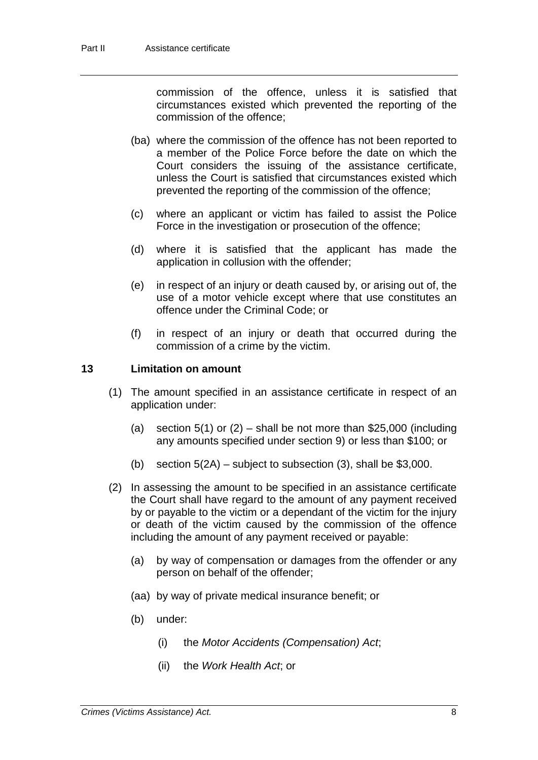commission of the offence, unless it is satisfied that circumstances existed which prevented the reporting of the commission of the offence;

(ba) where the commission of the offence has not been reported to a member of the Police Force before the date on which the Court considers the issuing of the assistance certificate, unless the Court is satisfied that circumstances existed which prevented the reporting of the commission of the offence;

(c) where an applicant or victim has failed to assist the Police Force in the investigation or prosecution of the offence;

(d) where it is satisfied that the applicant has made the application in collusion with the offender;

(e) in respect of an injury or death caused by, or arising out of, the use of a motor vehicle except where that use constitutes an offence under the Criminal Code; or

(f) in respect of an injury or death that occurred during the commission of a crime by the victim.

### 13 Limitation on amount

(1) The amount specified in an assistance certificate in respect of an application under:

(a) section 5(1) or (2) – shall be not more than $25,000 (including any amounts specified under section 9) or less than $100; or

(b) section 5(2A) – subject to subsection (3), shall be $3,000.

(2) In assessing the amount to be specified in an assistance certificate the Court shall have regard to the amount of any payment received by or payable to the victim or a dependant of the victim for the injury or death of the victim caused by the commission of the offence including the amount of any payment received or payable:

(a) by way of compensation or damages from the offender or any person on behalf of the offender;

(aa) by way of private medical insurance benefit; or

(b) under:

(i) the *Motor Accidents (Compensation) Act*;

(ii) the *Work Health Act*; or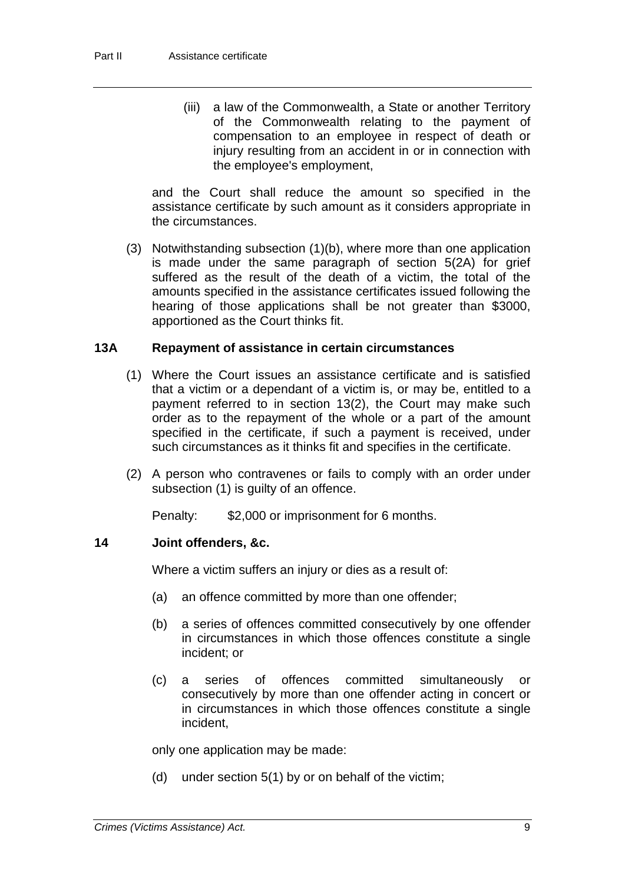(iii) a law of the Commonwealth, a State or another Territory of the Commonwealth relating to the payment of compensation to an employee in respect of death or injury resulting from an accident in or in connection with the employee's employment,

and the Court shall reduce the amount so specified in the assistance certificate by such amount as it considers appropriate in the circumstances.

(3) Notwithstanding subsection (1)(b), where more than one application is made under the same paragraph of section 5(2A) for grief suffered as the result of the death of a victim, the total of the amounts specified in the assistance certificates issued following the hearing of those applications shall be not greater than $3000, apportioned as the Court thinks fit.

### 13A Repayment of assistance in certain circumstances

(1) Where the Court issues an assistance certificate and is satisfied that a victim or a dependant of a victim is, or may be, entitled to a payment referred to in section 13(2), the Court may make such order as to the repayment of the whole or a part of the amount specified in the certificate, if such a payment is received, under such circumstances as it thinks fit and specifies in the certificate.

(2) A person who contravenes or fails to comply with an order under subsection (1) is guilty of an offence.

Penalty: $2,000 or imprisonment for 6 months.

### 14 Joint offenders, &c.

Where a victim suffers an injury or dies as a result of:

(a) an offence committed by more than one offender;

(b) a series of offences committed consecutively by one offender in circumstances in which those offences constitute a single incident; or

(c) a series of offences committed simultaneously or consecutively by more than one offender acting in concert or in circumstances in which those offences constitute a single incident,

only one application may be made:

(d) under section 5(1) by or on behalf of the victim;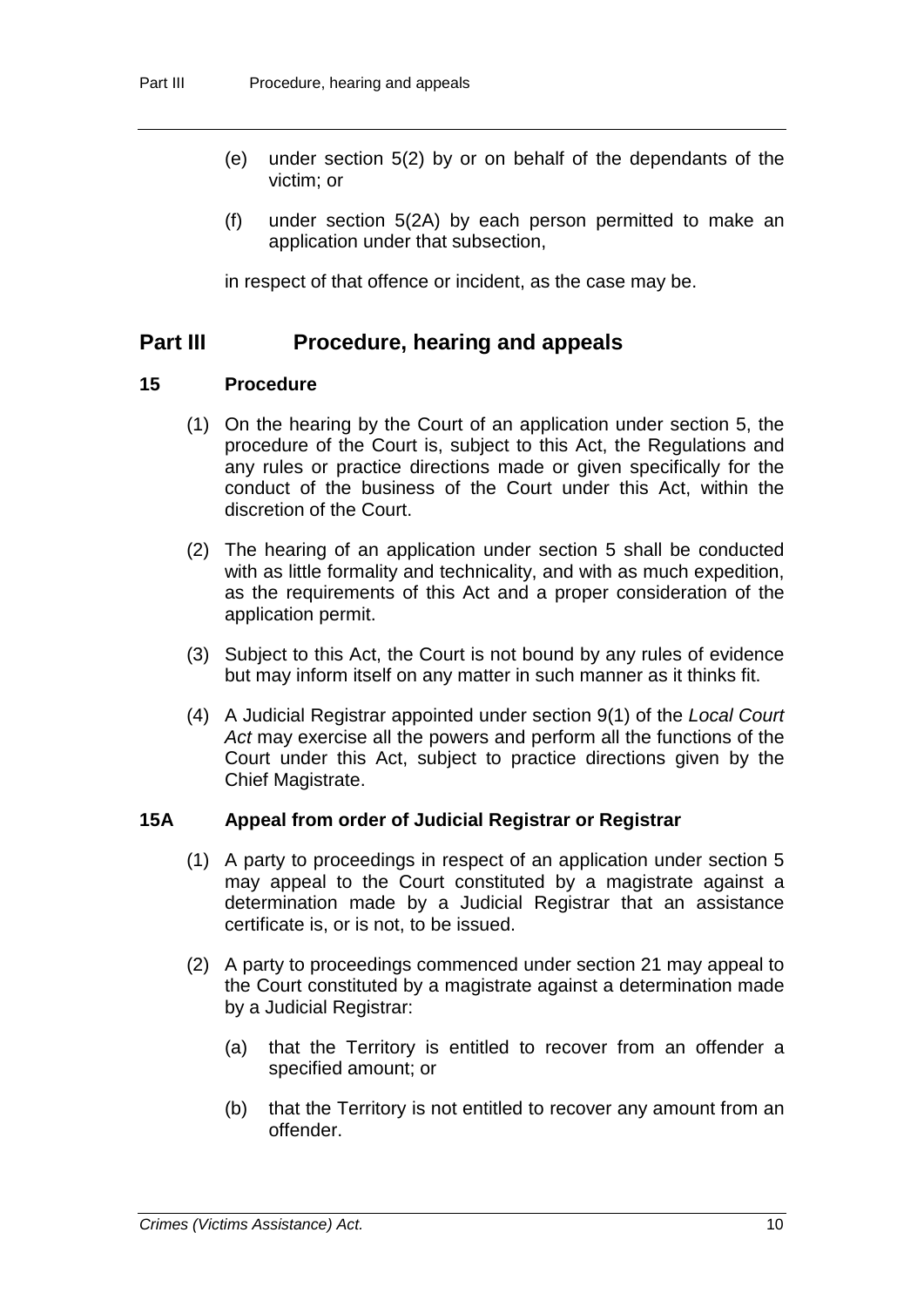(e) under section 5(2) by or on behalf of the dependants of the victim; or

(f) under section 5(2A) by each person permitted to make an application under that subsection,

in respect of that offence or incident, as the case may be.

## Part III Procedure, hearing and appeals

### 15 Procedure

(1) On the hearing by the Court of an application under section 5, the procedure of the Court is, subject to this Act, the Regulations and any rules or practice directions made or given specifically for the conduct of the business of the Court under this Act, within the discretion of the Court.

(2) The hearing of an application under section 5 shall be conducted with as little formality and technicality, and with as much expedition, as the requirements of this Act and a proper consideration of the application permit.

(3) Subject to this Act, the Court is not bound by any rules of evidence but may inform itself on any matter in such manner as it thinks fit.

(4) A Judicial Registrar appointed under section 9(1) of the *Local Court Act* may exercise all the powers and perform all the functions of the Court under this Act, subject to practice directions given by the Chief Magistrate.

### 15A Appeal from order of Judicial Registrar or Registrar

(1) A party to proceedings in respect of an application under section 5 may appeal to the Court constituted by a magistrate against a determination made by a Judicial Registrar that an assistance certificate is, or is not, to be issued.

(2) A party to proceedings commenced under section 21 may appeal to the Court constituted by a magistrate against a determination made by a Judicial Registrar:

(a) that the Territory is entitled to recover from an offender a specified amount; or

(b) that the Territory is not entitled to recover any amount from an offender.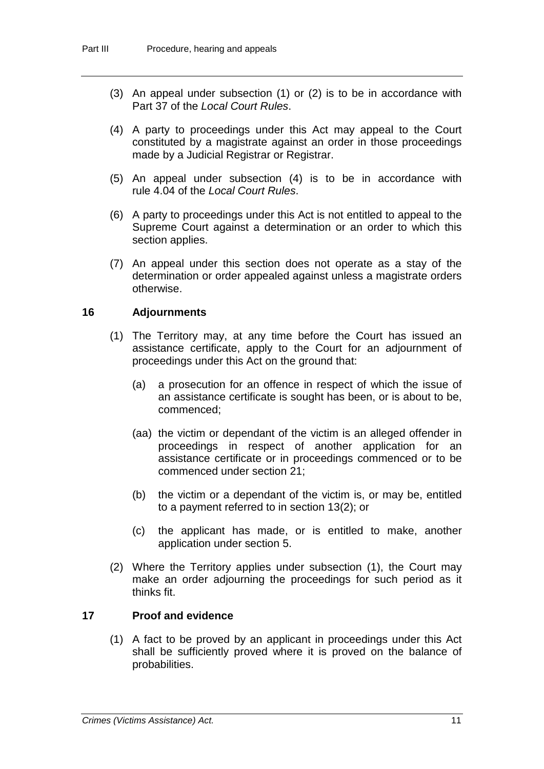(3) An appeal under subsection (1) or (2) is to be in accordance with Part 37 of the *Local Court Rules*.

(4) A party to proceedings under this Act may appeal to the Court constituted by a magistrate against an order in those proceedings made by a Judicial Registrar or Registrar.

(5) An appeal under subsection (4) is to be in accordance with rule 4.04 of the *Local Court Rules*.

(6) A party to proceedings under this Act is not entitled to appeal to the Supreme Court against a determination or an order to which this section applies.

(7) An appeal under this section does not operate as a stay of the determination or order appealed against unless a magistrate orders otherwise.

### 16 Adjournments

(1) The Territory may, at any time before the Court has issued an assistance certificate, apply to the Court for an adjournment of proceedings under this Act on the ground that:

- (a) a prosecution for an offence in respect of which the issue of an assistance certificate is sought has been, or is about to be, commenced;
- (aa) the victim or dependant of the victim is an alleged offender in proceedings in respect of another application for an assistance certificate or in proceedings commenced or to be commenced under section 21;
- (b) the victim or a dependant of the victim is, or may be, entitled to a payment referred to in section 13(2); or
- (c) the applicant has made, or is entitled to make, another application under section 5.

(2) Where the Territory applies under subsection (1), the Court may make an order adjourning the proceedings for such period as it thinks fit.

### 17 Proof and evidence

(1) A fact to be proved by an applicant in proceedings under this Act shall be sufficiently proved where it is proved on the balance of probabilities.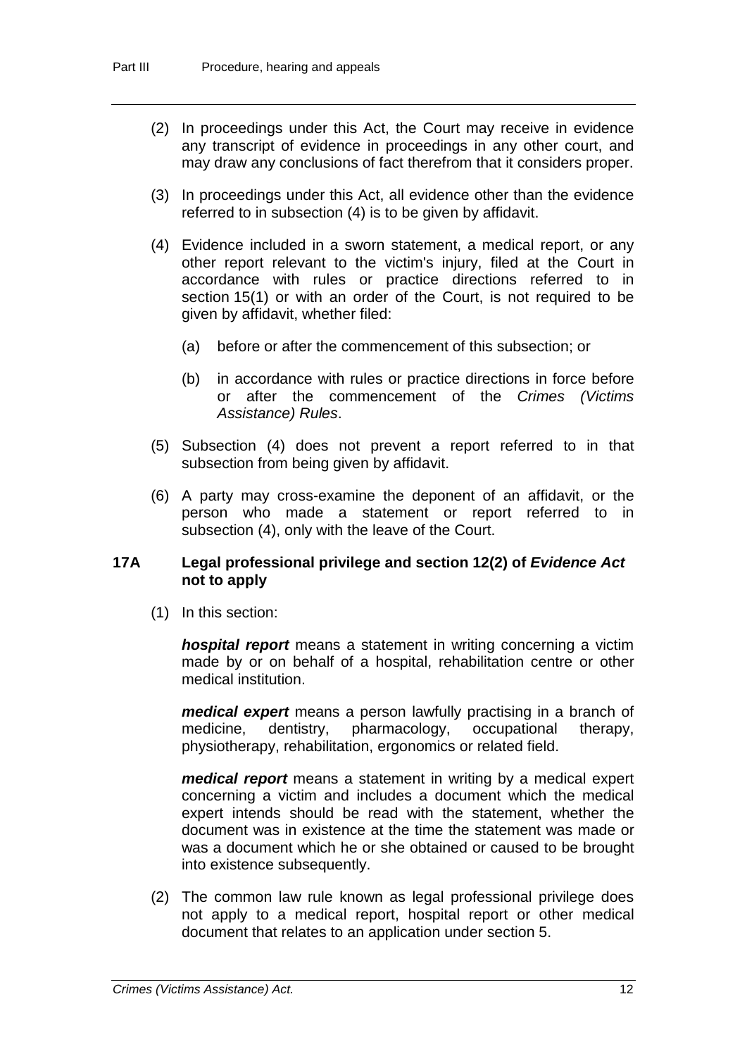(2) In proceedings under this Act, the Court may receive in evidence any transcript of evidence in proceedings in any other court, and may draw any conclusions of fact therefrom that it considers proper.

(3) In proceedings under this Act, all evidence other than the evidence referred to in subsection (4) is to be given by affidavit.

(4) Evidence included in a sworn statement, a medical report, or any other report relevant to the victim's injury, filed at the Court in accordance with rules or practice directions referred to in section 15(1) or with an order of the Court, is not required to be given by affidavit, whether filed:

(a) before or after the commencement of this subsection; or

(b) in accordance with rules or practice directions in force before or after the commencement of the *Crimes (Victims Assistance) Rules*.

(5) Subsection (4) does not prevent a report referred to in that subsection from being given by affidavit.

(6) A party may cross-examine the deponent of an affidavit, or the person who made a statement or report referred to in subsection (4), only with the leave of the Court.

### 17A Legal professional privilege and section 12(2) of *Evidence Act* not to apply

(1) In this section:

***hospital report*** means a statement in writing concerning a victim made by or on behalf of a hospital, rehabilitation centre or other medical institution.

***medical expert*** means a person lawfully practising in a branch of medicine, dentistry, pharmacology, occupational therapy, physiotherapy, rehabilitation, ergonomics or related field.

***medical report*** means a statement in writing by a medical expert concerning a victim and includes a document which the medical expert intends should be read with the statement, whether the document was in existence at the time the statement was made or was a document which he or she obtained or caused to be brought into existence subsequently.

(2) The common law rule known as legal professional privilege does not apply to a medical report, hospital report or other medical document that relates to an application under section 5.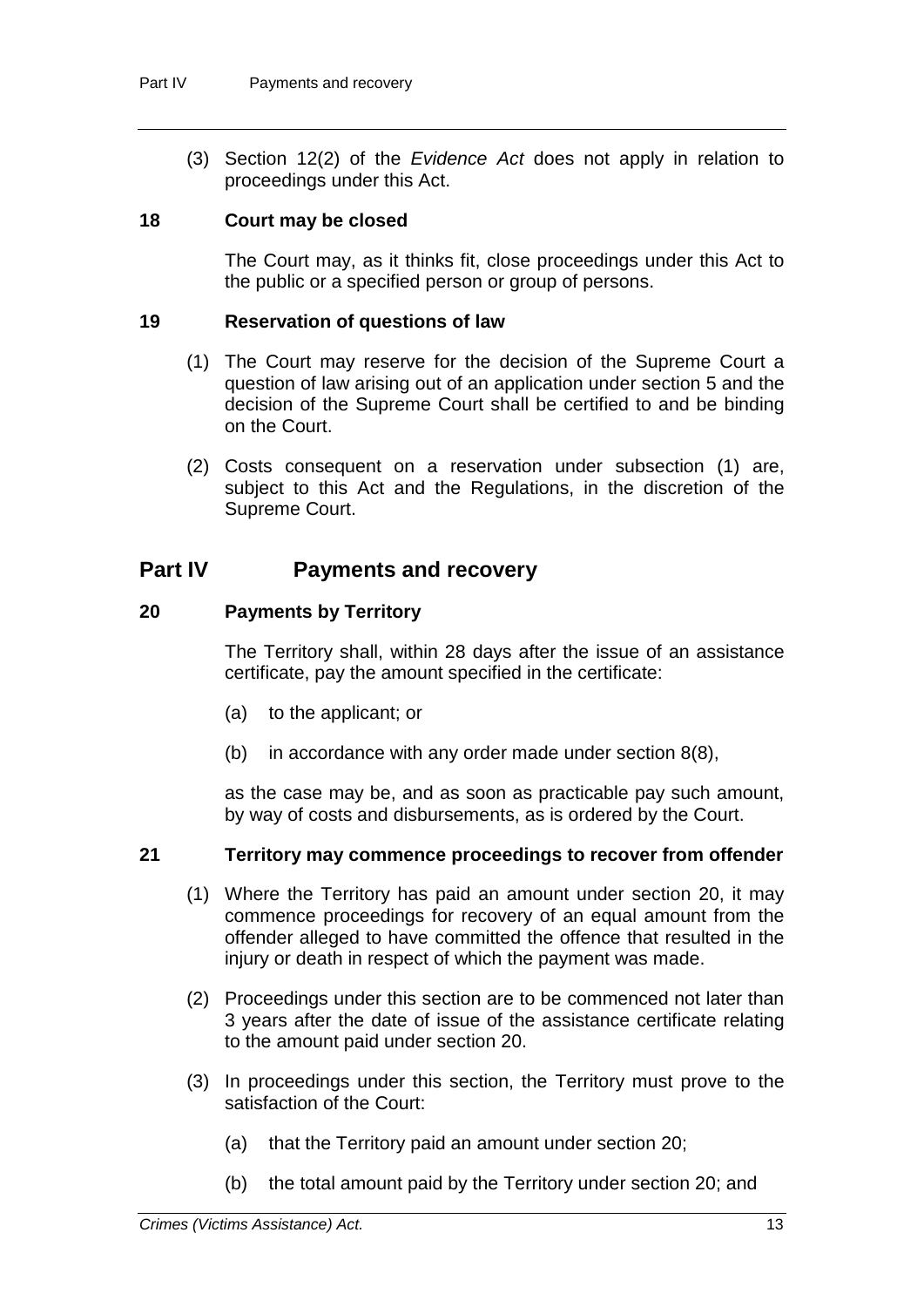(3) Section 12(2) of the *Evidence Act* does not apply in relation to proceedings under this Act.

### 18 Court may be closed

The Court may, as it thinks fit, close proceedings under this Act to the public or a specified person or group of persons.

### 19 Reservation of questions of law

(1) The Court may reserve for the decision of the Supreme Court a question of law arising out of an application under section 5 and the decision of the Supreme Court shall be certified to and be binding on the Court.

(2) Costs consequent on a reservation under subsection (1) are, subject to this Act and the Regulations, in the discretion of the Supreme Court.

## Part IV Payments and recovery

### 20 Payments by Territory

The Territory shall, within 28 days after the issue of an assistance certificate, pay the amount specified in the certificate:

(a) to the applicant; or

(b) in accordance with any order made under section 8(8),

as the case may be, and as soon as practicable pay such amount, by way of costs and disbursements, as is ordered by the Court.

### 21 Territory may commence proceedings to recover from offender

(1) Where the Territory has paid an amount under section 20, it may commence proceedings for recovery of an equal amount from the offender alleged to have committed the offence that resulted in the injury or death in respect of which the payment was made.

(2) Proceedings under this section are to be commenced not later than 3 years after the date of issue of the assistance certificate relating to the amount paid under section 20.

(3) In proceedings under this section, the Territory must prove to the satisfaction of the Court:

(a) that the Territory paid an amount under section 20;

(b) the total amount paid by the Territory under section 20; and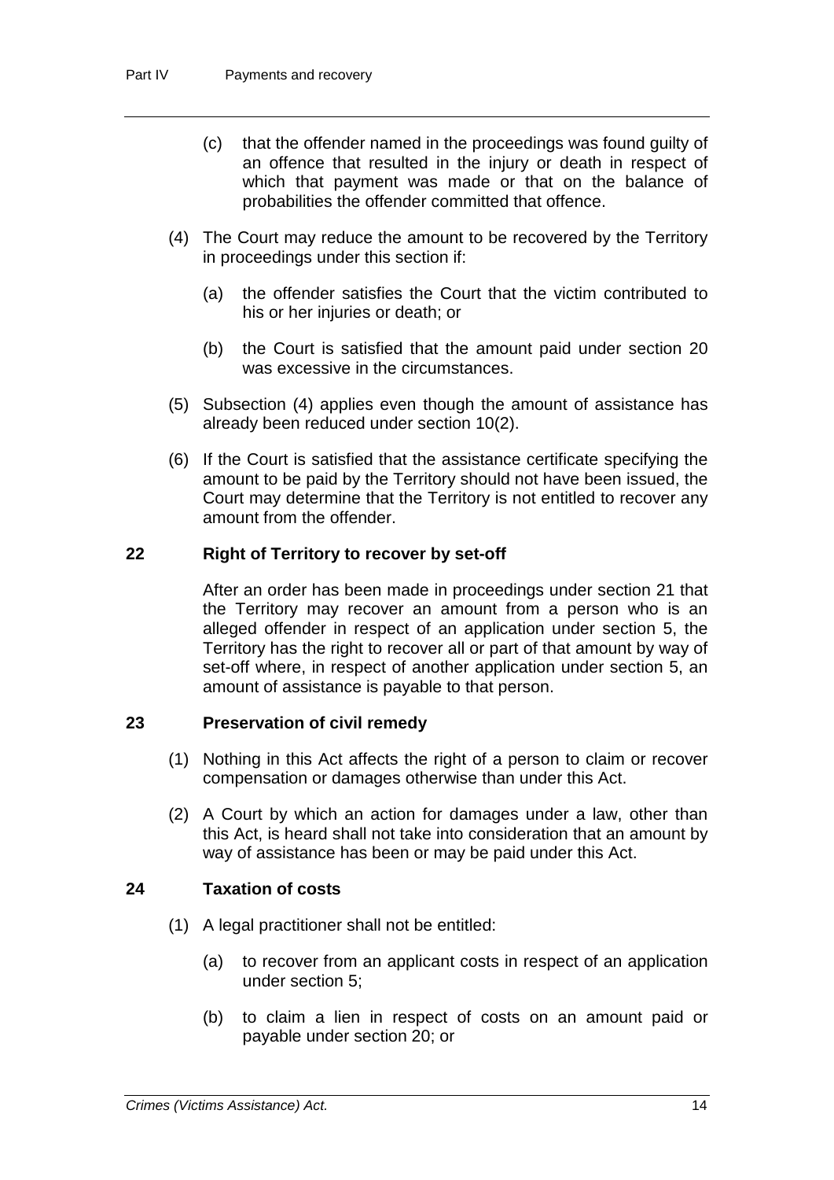(c) that the offender named in the proceedings was found guilty of an offence that resulted in the injury or death in respect of which that payment was made or that on the balance of probabilities the offender committed that offence.

(4) The Court may reduce the amount to be recovered by the Territory in proceedings under this section if:

(a) the offender satisfies the Court that the victim contributed to his or her injuries or death; or

(b) the Court is satisfied that the amount paid under section 20 was excessive in the circumstances.

(5) Subsection (4) applies even though the amount of assistance has already been reduced under section 10(2).

(6) If the Court is satisfied that the assistance certificate specifying the amount to be paid by the Territory should not have been issued, the Court may determine that the Territory is not entitled to recover any amount from the offender.

### 22 Right of Territory to recover by set-off

After an order has been made in proceedings under section 21 that the Territory may recover an amount from a person who is an alleged offender in respect of an application under section 5, the Territory has the right to recover all or part of that amount by way of set-off where, in respect of another application under section 5, an amount of assistance is payable to that person.

### 23 Preservation of civil remedy

(1) Nothing in this Act affects the right of a person to claim or recover compensation or damages otherwise than under this Act.

(2) A Court by which an action for damages under a law, other than this Act, is heard shall not take into consideration that an amount by way of assistance has been or may be paid under this Act.

### 24 Taxation of costs

(1) A legal practitioner shall not be entitled:

(a) to recover from an applicant costs in respect of an application under section 5;

(b) to claim a lien in respect of costs on an amount paid or payable under section 20; or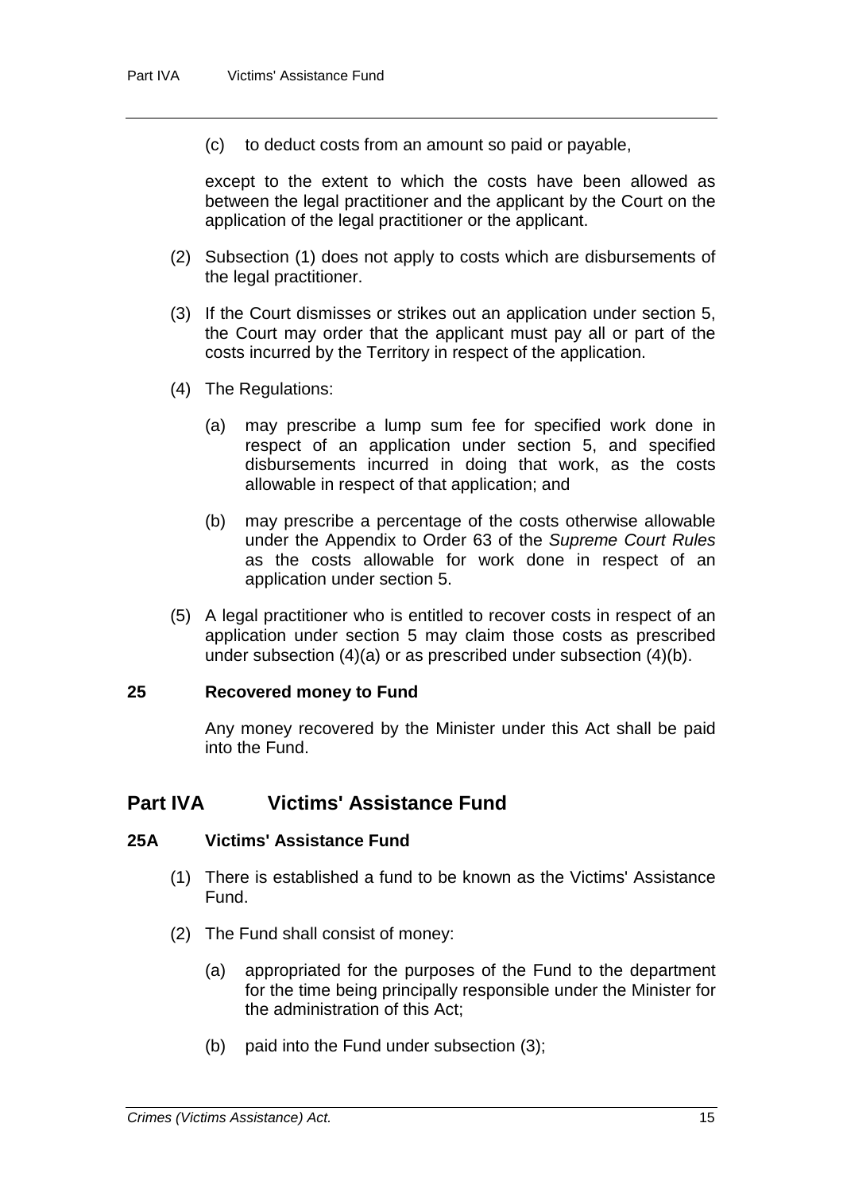(c) to deduct costs from an amount so paid or payable,

except to the extent to which the costs have been allowed as between the legal practitioner and the applicant by the Court on the application of the legal practitioner or the applicant.

(2) Subsection (1) does not apply to costs which are disbursements of the legal practitioner.

(3) If the Court dismisses or strikes out an application under section 5, the Court may order that the applicant must pay all or part of the costs incurred by the Territory in respect of the application.

(4) The Regulations:

(a) may prescribe a lump sum fee for specified work done in respect of an application under section 5, and specified disbursements incurred in doing that work, as the costs allowable in respect of that application; and

(b) may prescribe a percentage of the costs otherwise allowable under the Appendix to Order 63 of the *Supreme Court Rules* as the costs allowable for work done in respect of an application under section 5.

(5) A legal practitioner who is entitled to recover costs in respect of an application under section 5 may claim those costs as prescribed under subsection (4)(a) or as prescribed under subsection (4)(b).

### 25 Recovered money to Fund

Any money recovered by the Minister under this Act shall be paid into the Fund.

## Part IVA Victims' Assistance Fund

### 25A Victims' Assistance Fund

(1) There is established a fund to be known as the Victims' Assistance Fund.

(2) The Fund shall consist of money:

(a) appropriated for the purposes of the Fund to the department for the time being principally responsible under the Minister for the administration of this Act;

(b) paid into the Fund under subsection (3);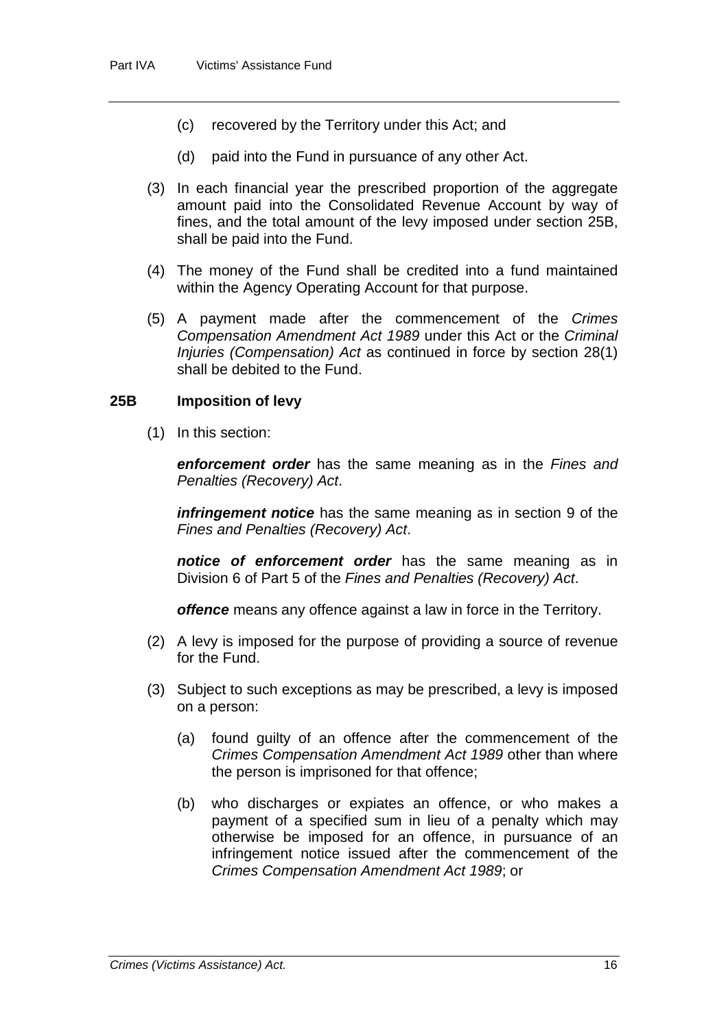(c) recovered by the Territory under this Act; and

(d) paid into the Fund in pursuance of any other Act.

(3) In each financial year the prescribed proportion of the aggregate amount paid into the Consolidated Revenue Account by way of fines, and the total amount of the levy imposed under section 25B, shall be paid into the Fund.

(4) The money of the Fund shall be credited into a fund maintained within the Agency Operating Account for that purpose.

(5) A payment made after the commencement of the *Crimes Compensation Amendment Act 1989* under this Act or the *Criminal Injuries (Compensation) Act* as continued in force by section 28(1) shall be debited to the Fund.

### 25B Imposition of levy

(1) In this section:

***enforcement order*** has the same meaning as in the *Fines and Penalties (Recovery) Act*.

***infringement notice*** has the same meaning as in section 9 of the *Fines and Penalties (Recovery) Act*.

***notice of enforcement order*** has the same meaning as in Division 6 of Part 5 of the *Fines and Penalties (Recovery) Act*.

***offence*** means any offence against a law in force in the Territory.

(2) A levy is imposed for the purpose of providing a source of revenue for the Fund.

(3) Subject to such exceptions as may be prescribed, a levy is imposed on a person:

(a) found guilty of an offence after the commencement of the *Crimes Compensation Amendment Act 1989* other than where the person is imprisoned for that offence;

(b) who discharges or expiates an offence, or who makes a payment of a specified sum in lieu of a penalty which may otherwise be imposed for an offence, in pursuance of an infringement notice issued after the commencement of the *Crimes Compensation Amendment Act 1989*; or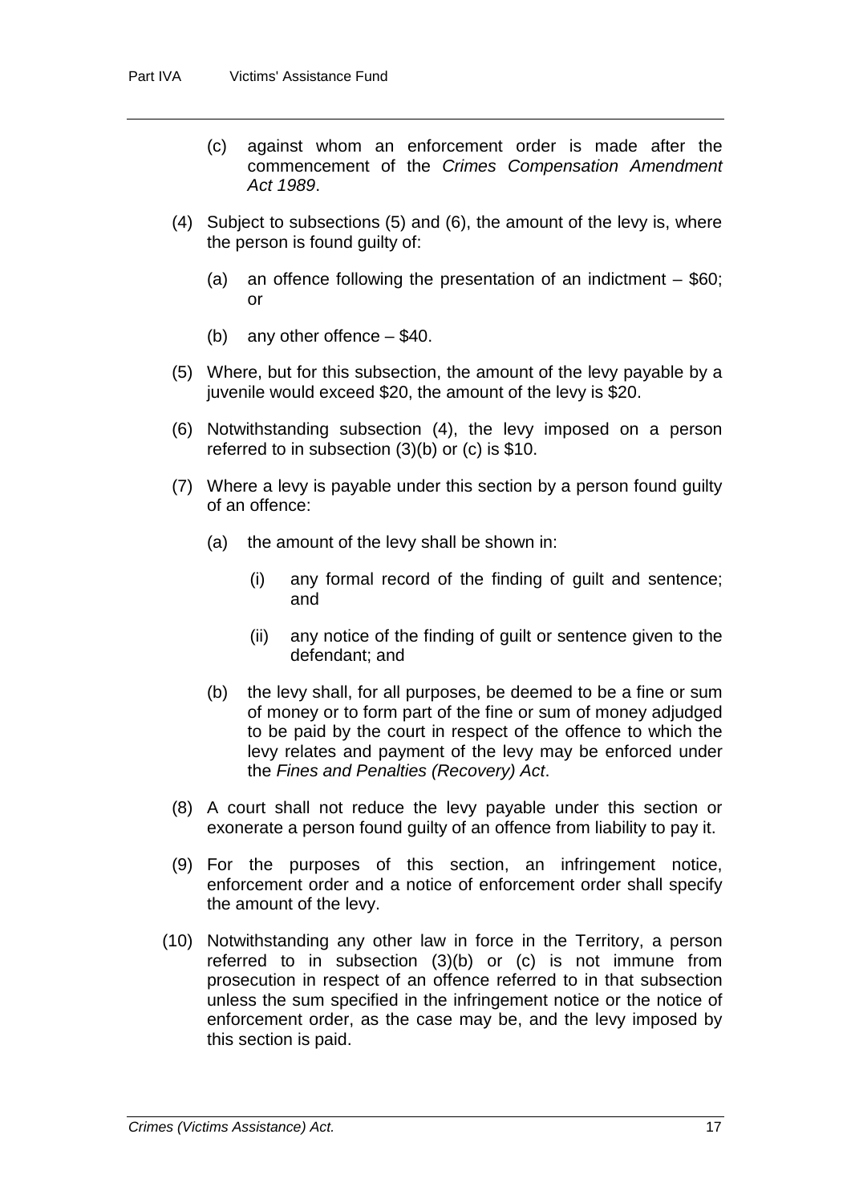(c) against whom an enforcement order is made after the commencement of the *Crimes Compensation Amendment Act 1989*.

(4) Subject to subsections (5) and (6), the amount of the levy is, where the person is found guilty of:

(a) an offence following the presentation of an indictment – $60; or

(b) any other offence – $40.

(5) Where, but for this subsection, the amount of the levy payable by a juvenile would exceed $20, the amount of the levy is $20.

(6) Notwithstanding subsection (4), the levy imposed on a person referred to in subsection (3)(b) or (c) is $10.

(7) Where a levy is payable under this section by a person found guilty of an offence:

(a) the amount of the levy shall be shown in:

(i) any formal record of the finding of guilt and sentence; and

(ii) any notice of the finding of guilt or sentence given to the defendant; and

(b) the levy shall, for all purposes, be deemed to be a fine or sum of money or to form part of the fine or sum of money adjudged to be paid by the court in respect of the offence to which the levy relates and payment of the levy may be enforced under the *Fines and Penalties (Recovery) Act*.

(8) A court shall not reduce the levy payable under this section or exonerate a person found guilty of an offence from liability to pay it.

(9) For the purposes of this section, an infringement notice, enforcement order and a notice of enforcement order shall specify the amount of the levy.

(10) Notwithstanding any other law in force in the Territory, a person referred to in subsection (3)(b) or (c) is not immune from prosecution in respect of an offence referred to in that subsection unless the sum specified in the infringement notice or the notice of enforcement order, as the case may be, and the levy imposed by this section is paid.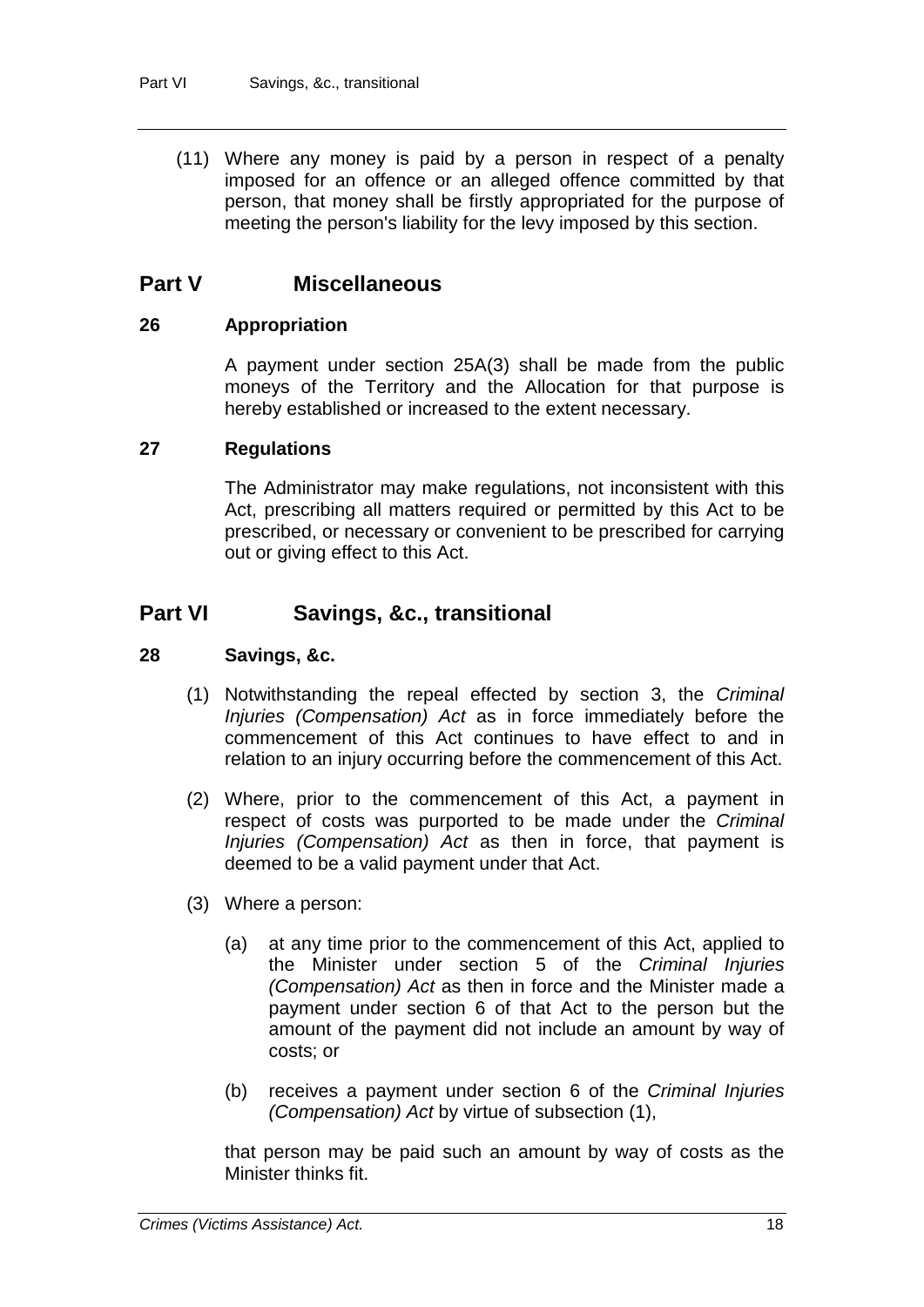(11) Where any money is paid by a person in respect of a penalty imposed for an offence or an alleged offence committed by that person, that money shall be firstly appropriated for the purpose of meeting the person's liability for the levy imposed by this section.

## Part V Miscellaneous

### 26 Appropriation

A payment under section 25A(3) shall be made from the public moneys of the Territory and the Allocation for that purpose is hereby established or increased to the extent necessary.

### 27 Regulations

The Administrator may make regulations, not inconsistent with this Act, prescribing all matters required or permitted by this Act to be prescribed, or necessary or convenient to be prescribed for carrying out or giving effect to this Act.

## Part VI Savings, &c., transitional

### 28 Savings, &c.

(1) Notwithstanding the repeal effected by section 3, the *Criminal Injuries (Compensation) Act* as in force immediately before the commencement of this Act continues to have effect to and in relation to an injury occurring before the commencement of this Act.

(2) Where, prior to the commencement of this Act, a payment in respect of costs was purported to be made under the *Criminal Injuries (Compensation) Act* as then in force, that payment is deemed to be a valid payment under that Act.

(3) Where a person:

(a) at any time prior to the commencement of this Act, applied to the Minister under section 5 of the *Criminal Injuries (Compensation) Act* as then in force and the Minister made a payment under section 6 of that Act to the person but the amount of the payment did not include an amount by way of costs; or

(b) receives a payment under section 6 of the *Criminal Injuries (Compensation) Act* by virtue of subsection (1),

that person may be paid such an amount by way of costs as the Minister thinks fit.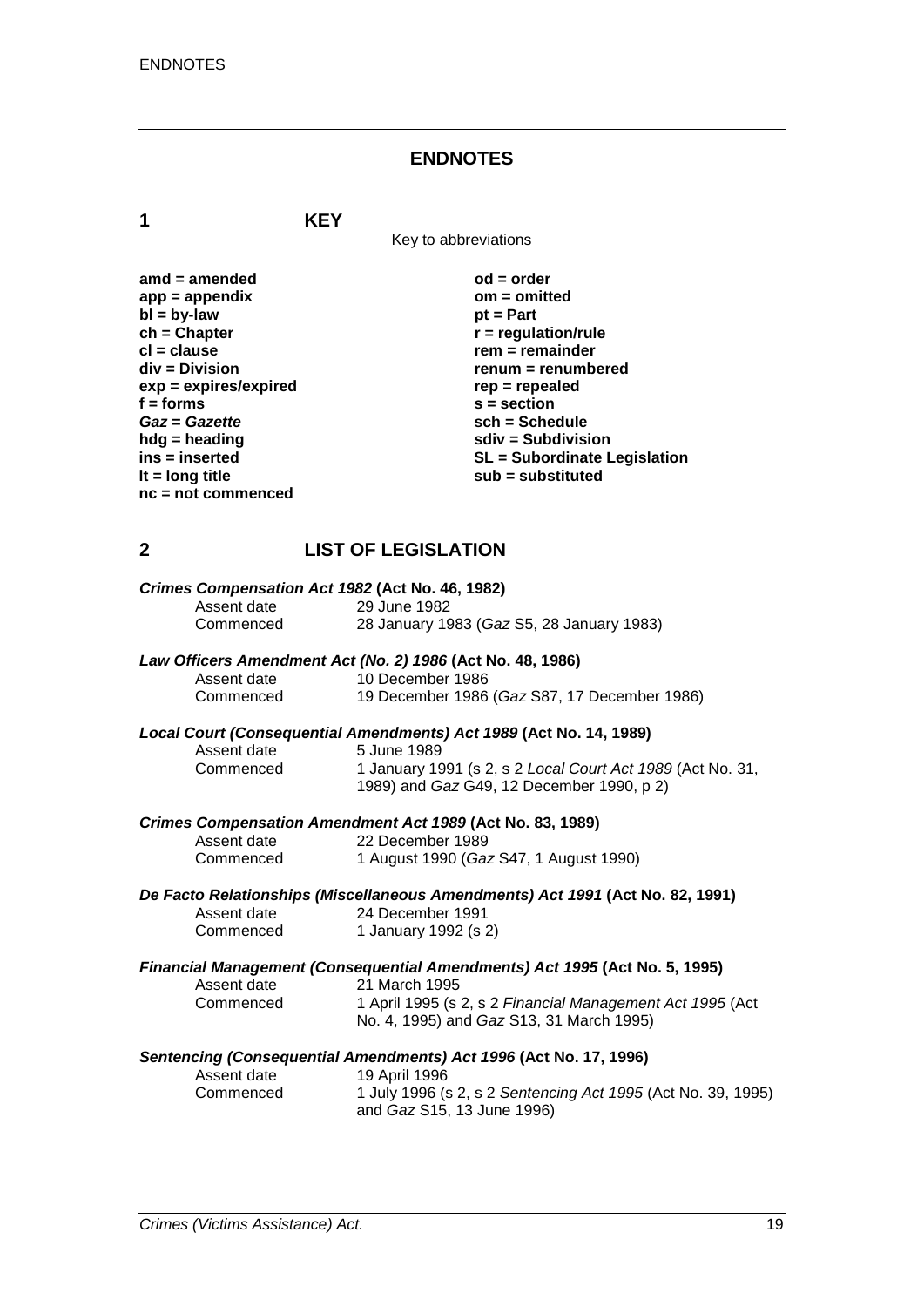## ENDNOTES

### 1 KEY

Key to abbreviations

| | |
|---|---|
| **amd = amended** | **od = order** |
| **app = appendix** | **om = omitted** |
| **bl = by-law** | **pt = Part** |
| **ch = Chapter** | **r = regulation/rule** |
| **cl = clause** | **rem = remainder** |
| **div = Division** | **renum = renumbered** |
| **exp = expires/expired** | **rep = repealed** |
| **f = forms** | **s = section** |
| ***Gaz* = *Gazette*** | **sch = Schedule** |
| **hdg = heading** | **sdiv = Subdivision** |
| **ins = inserted** | **SL = Subordinate Legislation** |
| **lt = long title** | **sub = substituted** |
| **nc = not commenced** | |

### 2 LIST OF LEGISLATION

***Crimes Compensation Act 1982* (Act No. 46, 1982)**

Assent date 29 June 1982
Commenced 28 January 1983 (*Gaz* S5, 28 January 1983)

***Law Officers Amendment Act (No. 2) 1986* (Act No. 48, 1986)**

Assent date 10 December 1986
Commenced 19 December 1986 (*Gaz* S87, 17 December 1986)

***Local Court (Consequential Amendments) Act 1989* (Act No. 14, 1989)**

Assent date 5 June 1989
Commenced 1 January 1991 (s 2, s 2 *Local Court Act 1989* (Act No. 31, 1989) and *Gaz* G49, 12 December 1990, p 2)

***Crimes Compensation Amendment Act 1989* (Act No. 83, 1989)**

Assent date 22 December 1989
Commenced 1 August 1990 (*Gaz* S47, 1 August 1990)

***De Facto Relationships (Miscellaneous Amendments) Act 1991* (Act No. 82, 1991)**

Assent date 24 December 1991
Commenced 1 January 1992 (s 2)

***Financial Management (Consequential Amendments) Act 1995* (Act No. 5, 1995)**

Assent date 21 March 1995
Commenced 1 April 1995 (s 2, s 2 *Financial Management Act 1995* (Act No. 4, 1995) and *Gaz* S13, 31 March 1995)

***Sentencing (Consequential Amendments) Act 1996* (Act No. 17, 1996)**

Assent date 19 April 1996
Commenced 1 July 1996 (s 2, s 2 *Sentencing Act 1995* (Act No. 39, 1995) and *Gaz* S15, 13 June 1996)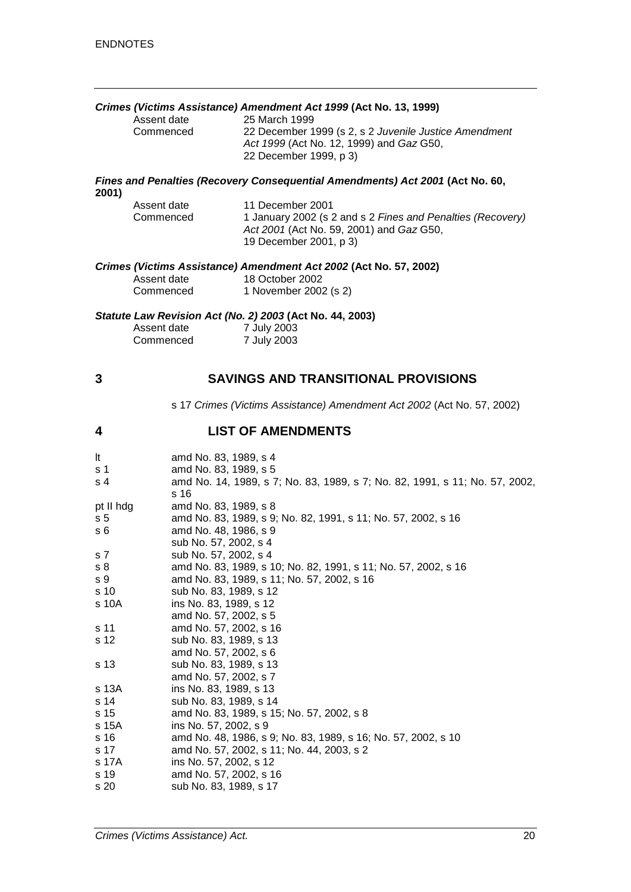***Crimes (Victims Assistance) Amendment Act 1999* (Act No. 13, 1999)**

| | |
|---|---|
| Assent date | 25 March 1999 |
| Commenced | 22 December 1999 (s 2, s 2 *Juvenile Justice Amendment Act 1999* (Act No. 12, 1999) and *Gaz* G50, 22 December 1999, p 3) |

***Fines and Penalties (Recovery Consequential Amendments) Act 2001* (Act No. 60, 2001)**

| | |
|---|---|
| Assent date | 11 December 2001 |
| Commenced | 1 January 2002 (s 2 and s 2 *Fines and Penalties (Recovery) Act 2001* (Act No. 59, 2001) and *Gaz* G50, 19 December 2001, p 3) |

***Crimes (Victims Assistance) Amendment Act 2002* (Act No. 57, 2002)**

| | |
|---|---|
| Assent date | 18 October 2002 |
| Commenced | 1 November 2002 (s 2) |

***Statute Law Revision Act (No. 2) 2003* (Act No. 44, 2003)**

| | |
|---|---|
| Assent date | 7 July 2003 |
| Commenced | 7 July 2003 |

## 3 SAVINGS AND TRANSITIONAL PROVISIONS

s 17 *Crimes (Victims Assistance) Amendment Act 2002* (Act No. 57, 2002)

## 4 LIST OF AMENDMENTS

| | |
|---|---|
| lt | amd No. 83, 1989, s 4 |
| s 1 | amd No. 83, 1989, s 5 |
| s 4 | amd No. 14, 1989, s 7; No. 83, 1989, s 7; No. 82, 1991, s 11; No. 57, 2002, s 16 |
| pt II hdg | amd No. 83, 1989, s 8 |
| s 5 | amd No. 83, 1989, s 9; No. 82, 1991, s 11; No. 57, 2002, s 16 |
| s 6 | amd No. 48, 1986, s 9 |
| | sub No. 57, 2002, s 4 |
| s 7 | sub No. 57, 2002, s 4 |
| s 8 | amd No. 83, 1989, s 10; No. 82, 1991, s 11; No. 57, 2002, s 16 |
| s 9 | amd No. 83, 1989, s 11; No. 57, 2002, s 16 |
| s 10 | sub No. 83, 1989, s 12 |
| s 10A | ins No. 83, 1989, s 12 |
| | amd No. 57, 2002, s 5 |
| s 11 | amd No. 57, 2002, s 16 |
| s 12 | sub No. 83, 1989, s 13 |
| | amd No. 57, 2002, s 6 |
| s 13 | sub No. 83, 1989, s 13 |
| | amd No. 57, 2002, s 7 |
| s 13A | ins No. 83, 1989, s 13 |
| s 14 | sub No. 83, 1989, s 14 |
| s 15 | amd No. 83, 1989, s 15; No. 57, 2002, s 8 |
| s 15A | ins No. 57, 2002, s 9 |
| s 16 | amd No. 48, 1986, s 9; No. 83, 1989, s 16; No. 57, 2002, s 10 |
| s 17 | amd No. 57, 2002, s 11; No. 44, 2003, s 2 |
| s 17A | ins No. 57, 2002, s 12 |
| s 19 | amd No. 57, 2002, s 16 |
| s 20 | sub No. 83, 1989, s 17 |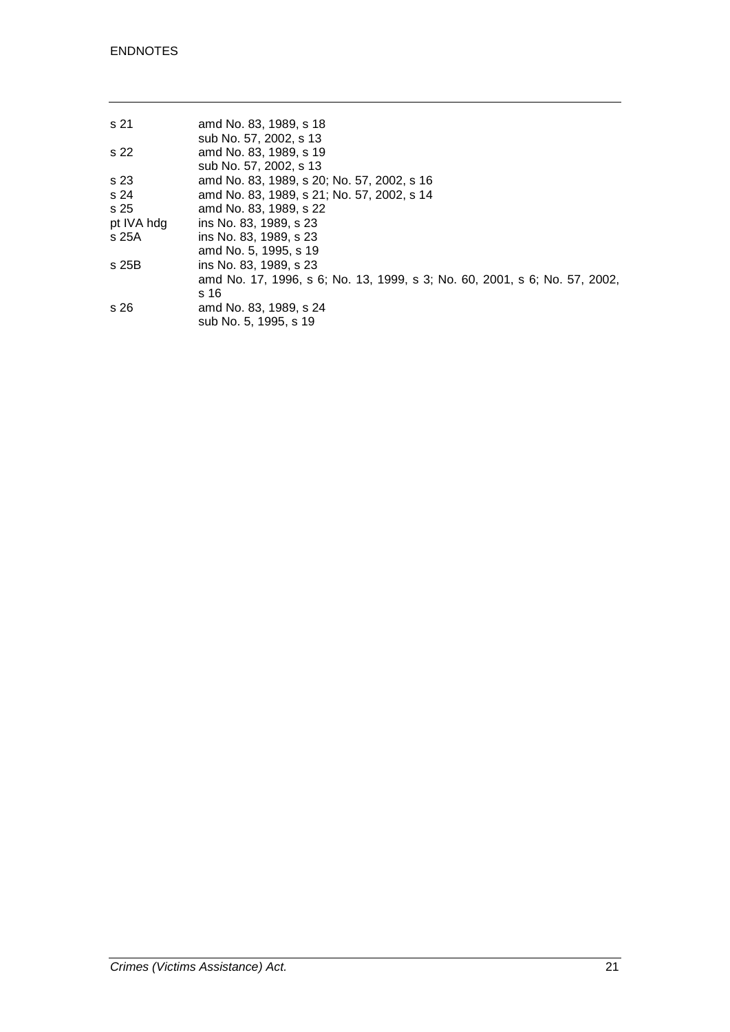| | |
|---|---|
| s 21 | amd No. 83, 1989, s 18 |
| | sub No. 57, 2002, s 13 |
| s 22 | amd No. 83, 1989, s 19 |
| | sub No. 57, 2002, s 13 |
| s 23 | amd No. 83, 1989, s 20; No. 57, 2002, s 16 |
| s 24 | amd No. 83, 1989, s 21; No. 57, 2002, s 14 |
| s 25 | amd No. 83, 1989, s 22 |
| pt IVA hdg | ins No. 83, 1989, s 23 |
| s 25A | ins No. 83, 1989, s 23 |
| | amd No. 5, 1995, s 19 |
| s 25B | ins No. 83, 1989, s 23 |
| | amd No. 17, 1996, s 6; No. 13, 1999, s 3; No. 60, 2001, s 6; No. 57, 2002, s 16 |
| s 26 | amd No. 83, 1989, s 24 |
| | sub No. 5, 1995, s 19 |